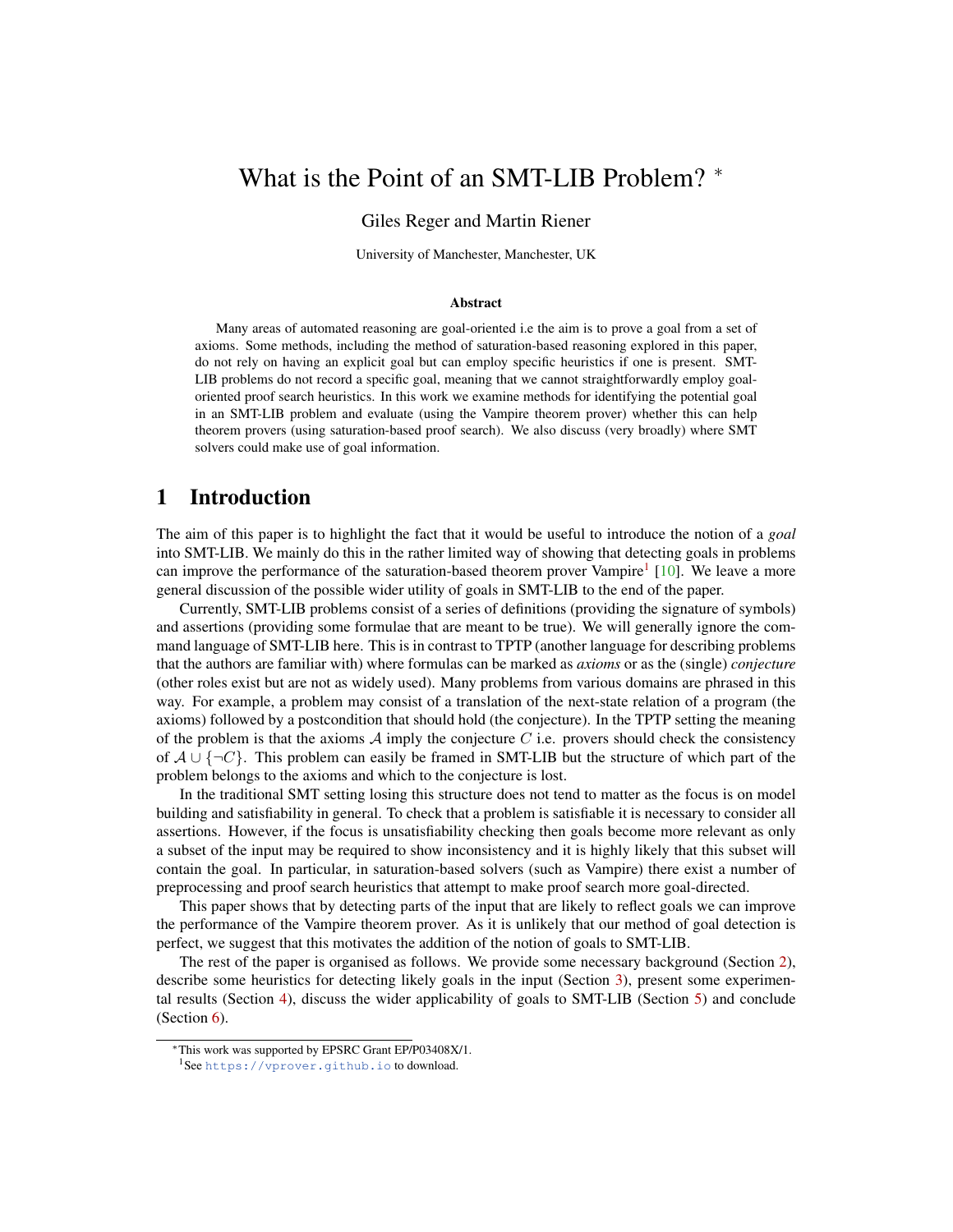# What is the Point of an SMT-LIB Problem? *

Giles Reger and Martin Riener

University of Manchester, Manchester, UK

### Abstract

Many areas of automated reasoning are goal-oriented i.e the aim is to prove a goal from a set of axioms. Some methods, including the method of saturation-based reasoning explored in this paper, do not rely on having an explicit goal but can employ specific heuristics if one is present. SMT-LIB problems do not record a specific goal, meaning that we cannot straightforwardly employ goal-oriented proof search heuristics. In this work we examine methods for identifying the potential goal in an SMT-LIB problem and evaluate (using the Vampire theorem prover) whether this can help theorem provers (using saturation-based proof search). We also discuss (very broadly) where SMT solvers could make use of goal information.

## 1 Introduction

The aim of this paper is to highlight the fact that it would be useful to introduce the notion of a *goal* into SMT-LIB. We mainly do this in the rather limited way of showing that detecting goals in problems can improve the performance of the saturation-based theorem prover Vampire[1] [10]. We leave a more general discussion of the possible wider utility of goals in SMT-LIB to the end of the paper.

Currently, SMT-LIB problems consist of a series of definitions (providing the signature of symbols) and assertions (providing some formulae that are meant to be true). We will generally ignore the command language of SMT-LIB here. This is in contrast to TPTP (another language for describing problems that the authors are familiar with) where formulas can be marked as *axioms* or as the (single) *conjecture* (other roles exist but are not as widely used). Many problems from various domains are phrased in this way. For example, a problem may consist of a translation of the next-state relation of a program (the axioms) followed by a postcondition that should hold (the conjecture). In the TPTP setting the meaning of the problem is that the axioms $\mathcal{A}$ imply the conjecture $C$ i.e. provers should check the consistency of $\mathcal{A} \cup \{\neg C\}$. This problem can easily be framed in SMT-LIB but the structure of which part of the problem belongs to the axioms and which to the conjecture is lost.

In the traditional SMT setting losing this structure does not tend to matter as the focus is on model building and satisfiability in general. To check that a problem is satisfiable it is necessary to consider all assertions. However, if the focus is unsatisfiability checking then goals become more relevant as only a subset of the input may be required to show inconsistency and it is highly likely that this subset will contain the goal. In particular, in saturation-based solvers (such as Vampire) there exist a number of preprocessing and proof search heuristics that attempt to make proof search more goal-directed.

This paper shows that by detecting parts of the input that are likely to reflect goals we can improve the performance of the Vampire theorem prover. As it is unlikely that our method of goal detection is perfect, we suggest that this motivates the addition of the notion of goals to SMT-LIB.

The rest of the paper is organised as follows. We provide some necessary background (Section 2), describe some heuristics for detecting likely goals in the input (Section 3), present some experimental results (Section 4), discuss the wider applicability of goals to SMT-LIB (Section 5) and conclude (Section 6).

---

*This work was supported by EPSRC Grant EP/P03408X/1.

[1] See https://vprover.github.io to download.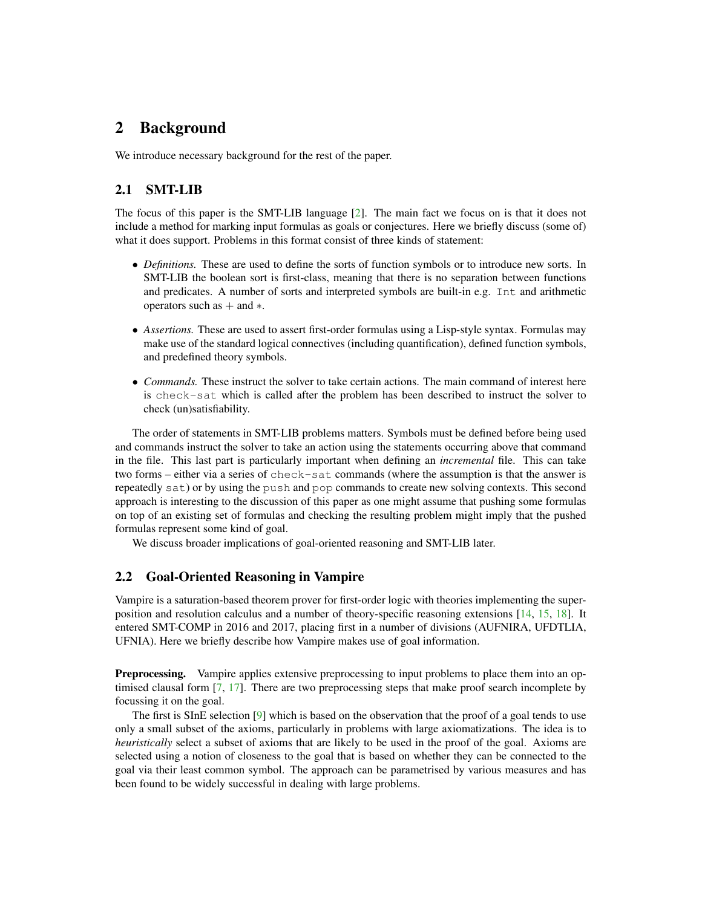## 2 Background

We introduce necessary background for the rest of the paper.

### 2.1 SMT-LIB

The focus of this paper is the SMT-LIB language [2]. The main fact we focus on is that it does not include a method for marking input formulas as goals or conjectures. Here we briefly discuss (some of) what it does support. Problems in this format consist of three kinds of statement:

- *Definitions.* These are used to define the sorts of function symbols or to introduce new sorts. In SMT-LIB the boolean sort is first-class, meaning that there is no separation between functions and predicates. A number of sorts and interpreted symbols are built-in e.g. `Int` and arithmetic operators such as $+$ and $*$.
- *Assertions.* These are used to assert first-order formulas using a Lisp-style syntax. Formulas may make use of the standard logical connectives (including quantification), defined function symbols, and predefined theory symbols.
- *Commands.* These instruct the solver to take certain actions. The main command of interest here is `check-sat` which is called after the problem has been described to instruct the solver to check (un)satisfiability.

The order of statements in SMT-LIB problems matters. Symbols must be defined before being used and commands instruct the solver to take an action using the statements occurring above that command in the file. This last part is particularly important when defining an *incremental* file. This can take two forms – either via a series of `check-sat` commands (where the assumption is that the answer is repeatedly `sat`) or by using the `push` and `pop` commands to create new solving contexts. This second approach is interesting to the discussion of this paper as one might assume that pushing some formulas on top of an existing set of formulas and checking the resulting problem might imply that the pushed formulas represent some kind of goal.

We discuss broader implications of goal-oriented reasoning and SMT-LIB later.

### 2.2 Goal-Oriented Reasoning in Vampire

Vampire is a saturation-based theorem prover for first-order logic with theories implementing the superposition and resolution calculus and a number of theory-specific reasoning extensions [14, 15, 18]. It entered SMT-COMP in 2016 and 2017, placing first in a number of divisions (AUFNIRA, UFDTLIA, UFNIA). Here we briefly describe how Vampire makes use of goal information.

**Preprocessing.** Vampire applies extensive preprocessing to input problems to place them into an optimised clausal form [7, 17]. There are two preprocessing steps that make proof search incomplete by focussing it on the goal.

The first is SInE selection [9] which is based on the observation that the proof of a goal tends to use only a small subset of the axioms, particularly in problems with large axiomatizations. The idea is to *heuristically* select a subset of axioms that are likely to be used in the proof of the goal. Axioms are selected using a notion of closeness to the goal that is based on whether they can be connected to the goal via their least common symbol. The approach can be parametrised by various measures and has been found to be widely successful in dealing with large problems.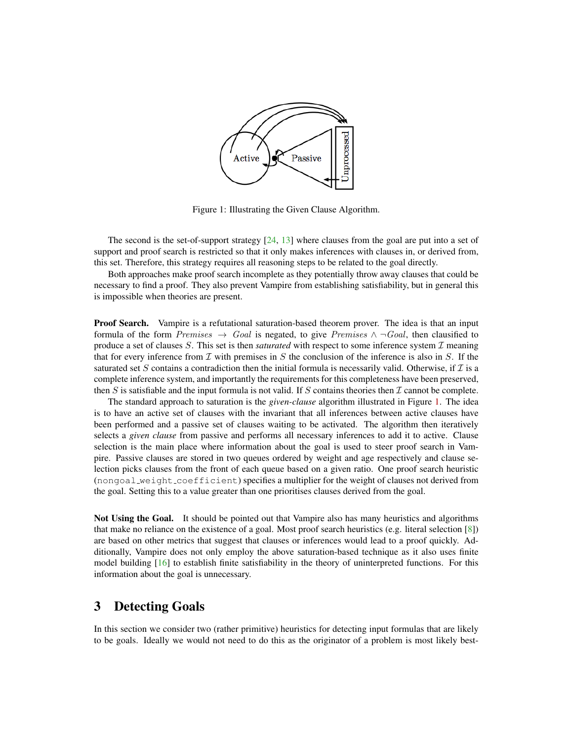Figure 1: Illustrating the Given Clause Algorithm.

The second is the set-of-support strategy [24, 13] where clauses from the goal are put into a set of support and proof search is restricted so that it only makes inferences with clauses in, or derived from, this set. Therefore, this strategy requires all reasoning steps to be related to the goal directly.

Both approaches make proof search incomplete as they potentially throw away clauses that could be necessary to find a proof. They also prevent Vampire from establishing satisfiability, but in general this is impossible when theories are present.

**Proof Search.** Vampire is a refutational saturation-based theorem prover. The idea is that an input formula of the form $Premises \rightarrow Goal$ is negated, to give $Premises \wedge \neg Goal$, then clausified to produce a set of clauses $S$. This set is then *saturated* with respect to some inference system $\mathcal{I}$ meaning that for every inference from $\mathcal{I}$ with premises in $S$ the conclusion of the inference is also in $S$. If the saturated set $S$ contains a contradiction then the initial formula is necessarily valid. Otherwise, if $\mathcal{I}$ is a complete inference system, and importantly the requirements for this completeness have been preserved, then $S$ is satisfiable and the input formula is not valid. If $S$ contains theories then $\mathcal{I}$ cannot be complete.

The standard approach to saturation is the *given-clause* algorithm illustrated in Figure 1. The idea is to have an active set of clauses with the invariant that all inferences between active clauses have been performed and a passive set of clauses waiting to be activated. The algorithm then iteratively selects a *given clause* from passive and performs all necessary inferences to add it to active. Clause selection is the main place where information about the goal is used to steer proof search in Vampire. Passive clauses are stored in two queues ordered by weight and age respectively and clause selection picks clauses from the front of each queue based on a given ratio. One proof search heuristic (`nongoal_weight_coefficient`) specifies a multiplier for the weight of clauses not derived from the goal. Setting this to a value greater than one prioritises clauses derived from the goal.

**Not Using the Goal.** It should be pointed out that Vampire also has many heuristics and algorithms that make no reliance on the existence of a goal. Most proof search heuristics (e.g. literal selection [8]) are based on other metrics that suggest that clauses or inferences would lead to a proof quickly. Additionally, Vampire does not only employ the above saturation-based technique as it also uses finite model building [16] to establish finite satisfiability in the theory of uninterpreted functions. For this information about the goal is unnecessary.

## 3 Detecting Goals

In this section we consider two (rather primitive) heuristics for detecting input formulas that are likely to be goals. Ideally we would not need to do this as the originator of a problem is most likely best-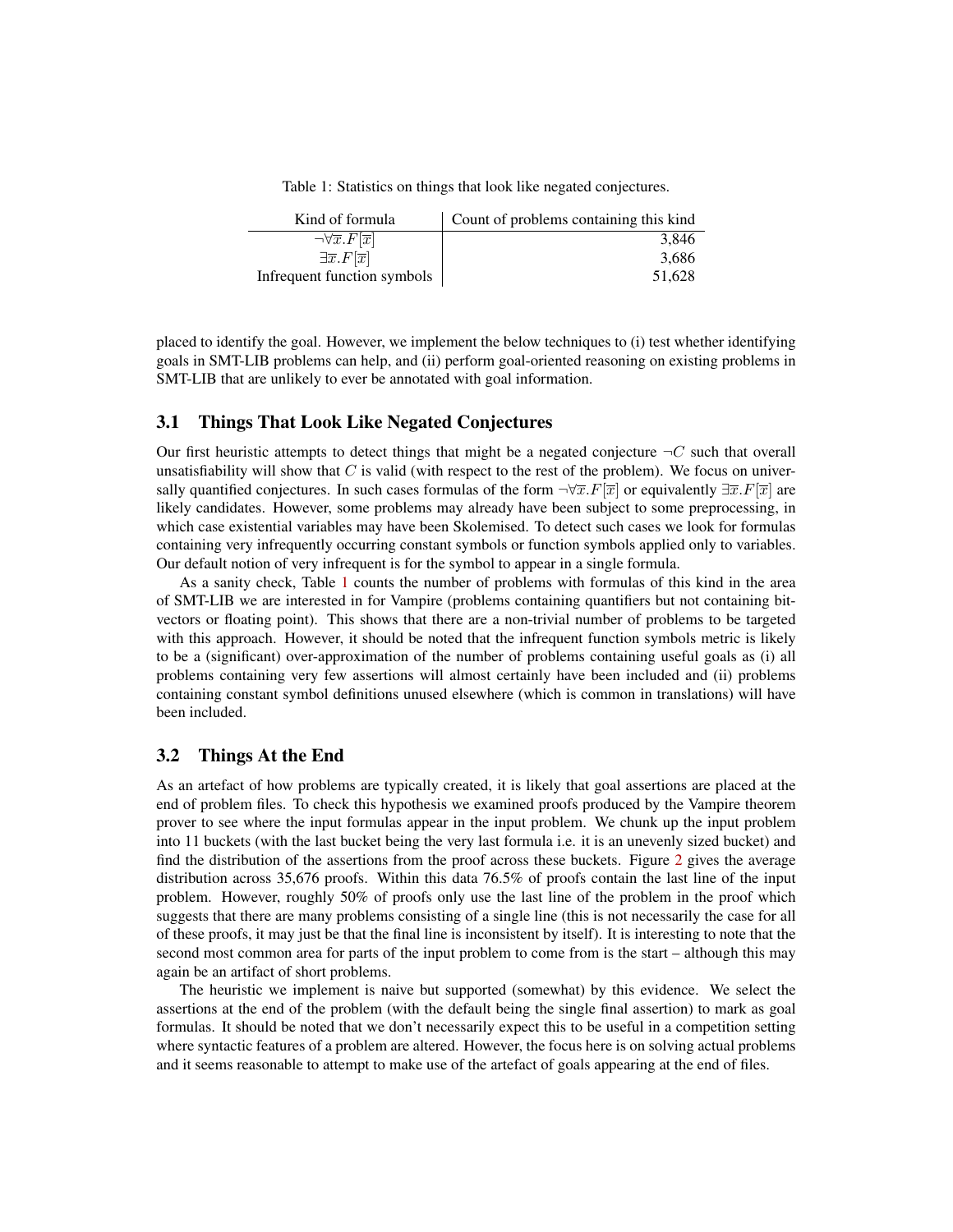Table 1: Statistics on things that look like negated conjectures.

| Kind of formula | Count of problems containing this kind |
|---|---|
| $\neg\forall\overline{x}.F[\overline{x}]$ | 3,846 |
| $\exists\overline{x}.F[\overline{x}]$ | 3,686 |
| Infrequent function symbols | 51,628 |

placed to identify the goal. However, we implement the below techniques to (i) test whether identifying goals in SMT-LIB problems can help, and (ii) perform goal-oriented reasoning on existing problems in SMT-LIB that are unlikely to ever be annotated with goal information.

## 3.1 Things That Look Like Negated Conjectures

Our first heuristic attempts to detect things that might be a negated conjecture $\neg C$ such that overall unsatisfiability will show that $C$ is valid (with respect to the rest of the problem). We focus on universally quantified conjectures. In such cases formulas of the form $\neg\forall\overline{x}.F[\overline{x}]$ or equivalently $\exists\overline{x}.F[\overline{x}]$ are likely candidates. However, some problems may already have been subject to some preprocessing, in which case existential variables may have been Skolemised. To detect such cases we look for formulas containing very infrequently occurring constant symbols or function symbols applied only to variables. Our default notion of very infrequent is for the symbol to appear in a single formula.

As a sanity check, Table 1 counts the number of problems with formulas of this kind in the area of SMT-LIB we are interested in for Vampire (problems containing quantifiers but not containing bit-vectors or floating point). This shows that there are a non-trivial number of problems to be targeted with this approach. However, it should be noted that the infrequent function symbols metric is likely to be a (significant) over-approximation of the number of problems containing useful goals as (i) all problems containing very few assertions will almost certainly have been included and (ii) problems containing constant symbol definitions unused elsewhere (which is common in translations) will have been included.

## 3.2 Things At the End

As an artefact of how problems are typically created, it is likely that goal assertions are placed at the end of problem files. To check this hypothesis we examined proofs produced by the Vampire theorem prover to see where the input formulas appear in the input problem. We chunk up the input problem into 11 buckets (with the last bucket being the very last formula i.e. it is an unevenly sized bucket) and find the distribution of the assertions from the proof across these buckets. Figure 2 gives the average distribution across 35,676 proofs. Within this data 76.5% of proofs contain the last line of the input problem. However, roughly 50% of proofs only use the last line of the problem in the proof which suggests that there are many problems consisting of a single line (this is not necessarily the case for all of these proofs, it may just be that the final line is inconsistent by itself). It is interesting to note that the second most common area for parts of the input problem to come from is the start – although this may again be an artifact of short problems.

The heuristic we implement is naive but supported (somewhat) by this evidence. We select the assertions at the end of the problem (with the default being the single final assertion) to mark as goal formulas. It should be noted that we don't necessarily expect this to be useful in a competition setting where syntactic features of a problem are altered. However, the focus here is on solving actual problems and it seems reasonable to attempt to make use of the artefact of goals appearing at the end of files.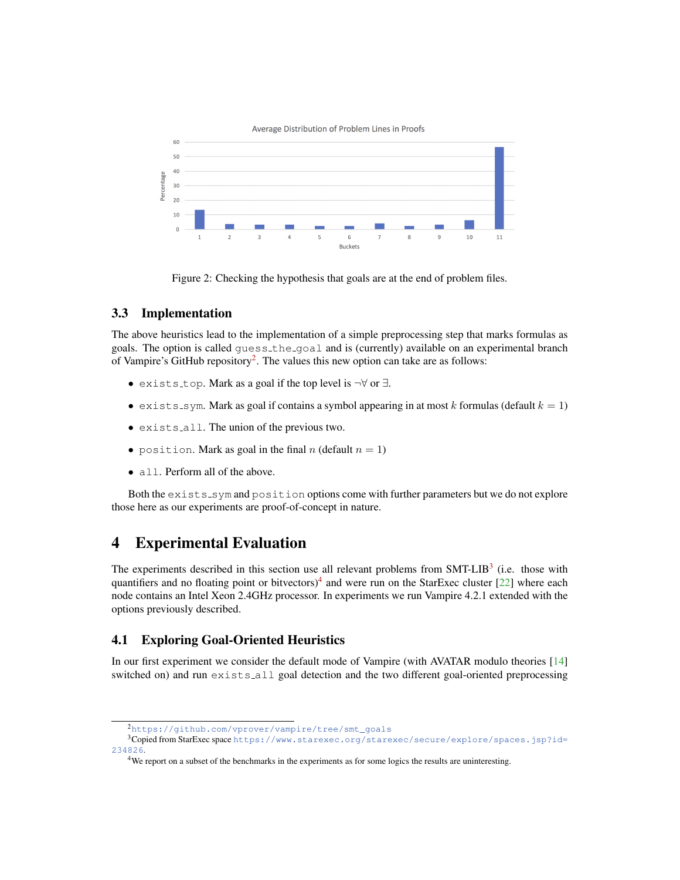Figure 2: Checking the hypothesis that goals are at the end of problem files.

### 3.3 Implementation

The above heuristics lead to the implementation of a simple preprocessing step that marks formulas as goals. The option is called `guess_the_goal` and is (currently) available on an experimental branch of Vampire's GitHub repository[2]. The values this new option can take are as follows:

- `exists_top`. Mark as a goal if the top level is $\neg\forall$ or $\exists$.
- `exists_sym`. Mark as goal if contains a symbol appearing in at most $k$ formulas (default $k = 1$)
- `exists_all`. The union of the previous two.
- `position`. Mark as goal in the final $n$ (default $n = 1$)
- `all`. Perform all of the above.

Both the `exists_sym` and `position` options come with further parameters but we do not explore those here as our experiments are proof-of-concept in nature.

# 4 Experimental Evaluation

The experiments described in this section use all relevant problems from SMT-LIB[3] (i.e. those with quantifiers and no floating point or bitvectors)[4] and were run on the StarExec cluster [22] where each node contains an Intel Xeon 2.4GHz processor. In experiments we run Vampire 4.2.1 extended with the options previously described.

## 4.1 Exploring Goal-Oriented Heuristics

In our first experiment we consider the default mode of Vampire (with AVATAR modulo theories [14] switched on) and run `exists_all` goal detection and the two different goal-oriented preprocessing

[2] https://github.com/vprover/vampire/tree/smt_goals

[3] Copied from StarExec space https://www.starexec.org/starexec/secure/explore/spaces.jsp?id=234826.

[4] We report on a subset of the benchmarks in the experiments as for some logics the results are uninteresting.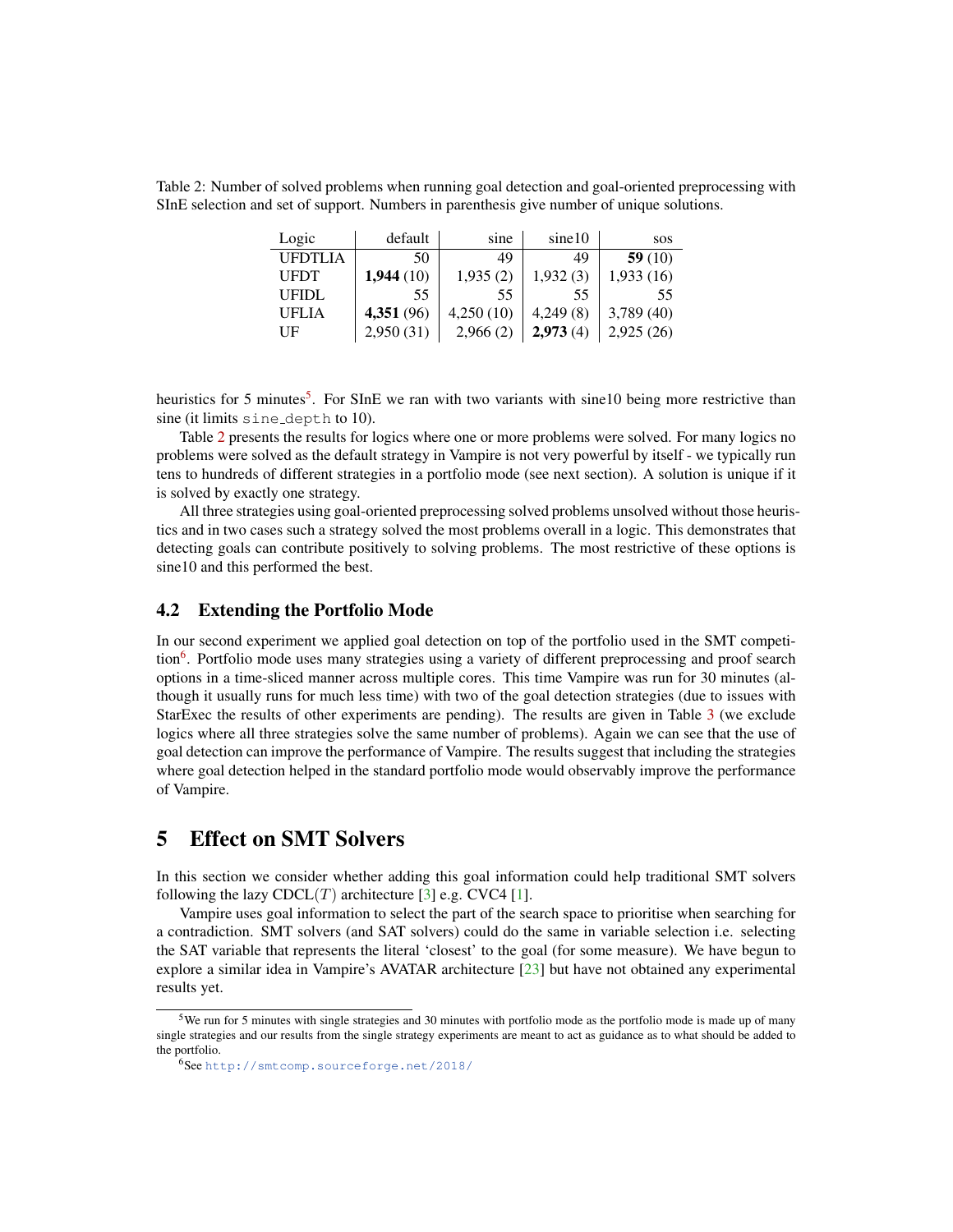Table 2: Number of solved problems when running goal detection and goal-oriented preprocessing with SInE selection and set of support. Numbers in parenthesis give number of unique solutions.

| Logic | default | sine | sine10 | sos |
|---|---|---|---|---|
| UFDTLIA | 50 | 49 | 49 | **59** (10) |
| UFDT | **1,944** (10) | 1,935 (2) | 1,932 (3) | 1,933 (16) |
| UFIDL | 55 | 55 | 55 | 55 |
| UFLIA | **4,351** (96) | 4,250 (10) | 4,249 (8) | 3,789 (40) |
| UF | 2,950 (31) | 2,966 (2) | **2,973** (4) | 2,925 (26) |

heuristics for 5 minutes[5]. For SInE we ran with two variants with sine10 being more restrictive than sine (it limits `sine_depth` to 10).

Table 2 presents the results for logics where one or more problems were solved. For many logics no problems were solved as the default strategy in Vampire is not very powerful by itself - we typically run tens to hundreds of different strategies in a portfolio mode (see next section). A solution is unique if it is solved by exactly one strategy.

All three strategies using goal-oriented preprocessing solved problems unsolved without those heuristics and in two cases such a strategy solved the most problems overall in a logic. This demonstrates that detecting goals can contribute positively to solving problems. The most restrictive of these options is sine10 and this performed the best.

### 4.2 Extending the Portfolio Mode

In our second experiment we applied goal detection on top of the portfolio used in the SMT competition[6]. Portfolio mode uses many strategies using a variety of different preprocessing and proof search options in a time-sliced manner across multiple cores. This time Vampire was run for 30 minutes (although it usually runs for much less time) with two of the goal detection strategies (due to issues with StarExec the results of other experiments are pending). The results are given in Table 3 (we exclude logics where all three strategies solve the same number of problems). Again we can see that the use of goal detection can improve the performance of Vampire. The results suggest that including the strategies where goal detection helped in the standard portfolio mode would observably improve the performance of Vampire.

## 5 Effect on SMT Solvers

In this section we consider whether adding this goal information could help traditional SMT solvers following the lazy CDCL($T$) architecture [3] e.g. CVC4 [1].

Vampire uses goal information to select the part of the search space to prioritise when searching for a contradiction. SMT solvers (and SAT solvers) could do the same in variable selection i.e. selecting the SAT variable that represents the literal 'closest' to the goal (for some measure). We have begun to explore a similar idea in Vampire's AVATAR architecture [23] but have not obtained any experimental results yet.

[5] We run for 5 minutes with single strategies and 30 minutes with portfolio mode as the portfolio mode is made up of many single strategies and our results from the single strategy experiments are meant to act as guidance as to what should be added to the portfolio.

[6] See http://smtcomp.sourceforge.net/2018/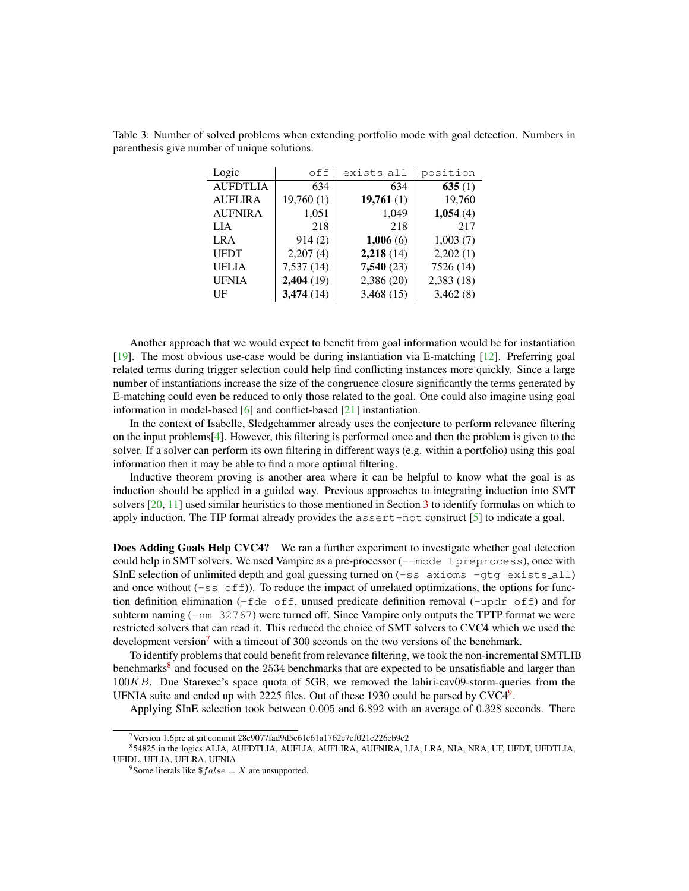Table 3: Number of solved problems when extending portfolio mode with goal detection. Numbers in parenthesis give number of unique solutions.

| Logic | `off` | `exists_all` | `position` |
|---|---:|---:|---:|
| AUFDTLIA | 634 | 634 | **635** (1) |
| AUFLIRA | 19,760 (1) | **19,761** (1) | 19,760 |
| AUFNIRA | 1,051 | 1,049 | **1,054** (4) |
| LIA | 218 | 218 | 217 |
| LRA | 914 (2) | **1,006** (6) | 1,003 (7) |
| UFDT | 2,207 (4) | **2,218** (14) | 2,202 (1) |
| UFLIA | 7,537 (14) | **7,540** (23) | 7526 (14) |
| UFNIA | **2,404** (19) | 2,386 (20) | 2,383 (18) |
| UF | **3,474** (14) | 3,468 (15) | 3,462 (8) |

Another approach that we would expect to benefit from goal information would be for instantiation [19]. The most obvious use-case would be during instantiation via E-matching [12]. Preferring goal related terms during trigger selection could help find conflicting instances more quickly. Since a large number of instantiations increase the size of the congruence closure significantly the terms generated by E-matching could even be reduced to only those related to the goal. One could also imagine using goal information in model-based [6] and conflict-based [21] instantiation.

In the context of Isabelle, Sledgehammer already uses the conjecture to perform relevance filtering on the input problems[4]. However, this filtering is performed once and then the problem is given to the solver. If a solver can perform its own filtering in different ways (e.g. within a portfolio) using this goal information then it may be able to find a more optimal filtering.

Inductive theorem proving is another area where it can be helpful to know what the goal is as induction should be applied in a guided way. Previous approaches to integrating induction into SMT solvers [20, 11] used similar heuristics to those mentioned in Section 3 to identify formulas on which to apply induction. The TIP format already provides the `assert-not` construct [5] to indicate a goal.

**Does Adding Goals Help CVC4?** We ran a further experiment to investigate whether goal detection could help in SMT solvers. We used Vampire as a pre-processor (`--mode tpreprocess`), once with SInE selection of unlimited depth and goal guessing turned on (`-ss axioms -gtg exists_all`) and once without (`-ss off`)). To reduce the impact of unrelated optimizations, the options for function definition elimination (`-fde off`, unused predicate definition removal (`-updr off`) and for subterm naming (`-nm 32767`) were turned off. Since Vampire only outputs the TPTP format we were restricted solvers that can read it. This reduced the choice of SMT solvers to CVC4 which we used the development version[7] with a timeout of 300 seconds on the two versions of the benchmark.

To identify problems that could benefit from relevance filtering, we took the non-incremental SMTLIB benchmarks[8] and focused on the 2534 benchmarks that are expected to be unsatisfiable and larger than $100KB$. Due Starexec's space quota of 5GB, we removed the lahiri-cav09-storm-queries from the UFNIA suite and ended up with 2225 files. Out of these 1930 could be parsed by CVC4[9].

Applying SInE selection took between 0.005 and 6.892 with an average of 0.328 seconds. There

[7] Version 1.6pre at git commit 28e9077fad9d5c61c61a1762e7cf021c226cb9c2

[8] 54825 in the logics ALIA, AUFDTLIA, AUFLIA, AUFLIRA, AUFNIRA, LIA, LRA, NIA, NRA, UF, UFDT, UFDTLIA, UFIDL, UFLIA, UFLRA, UFNIA

[9] Some literals like $\$false = X$ are unsupported.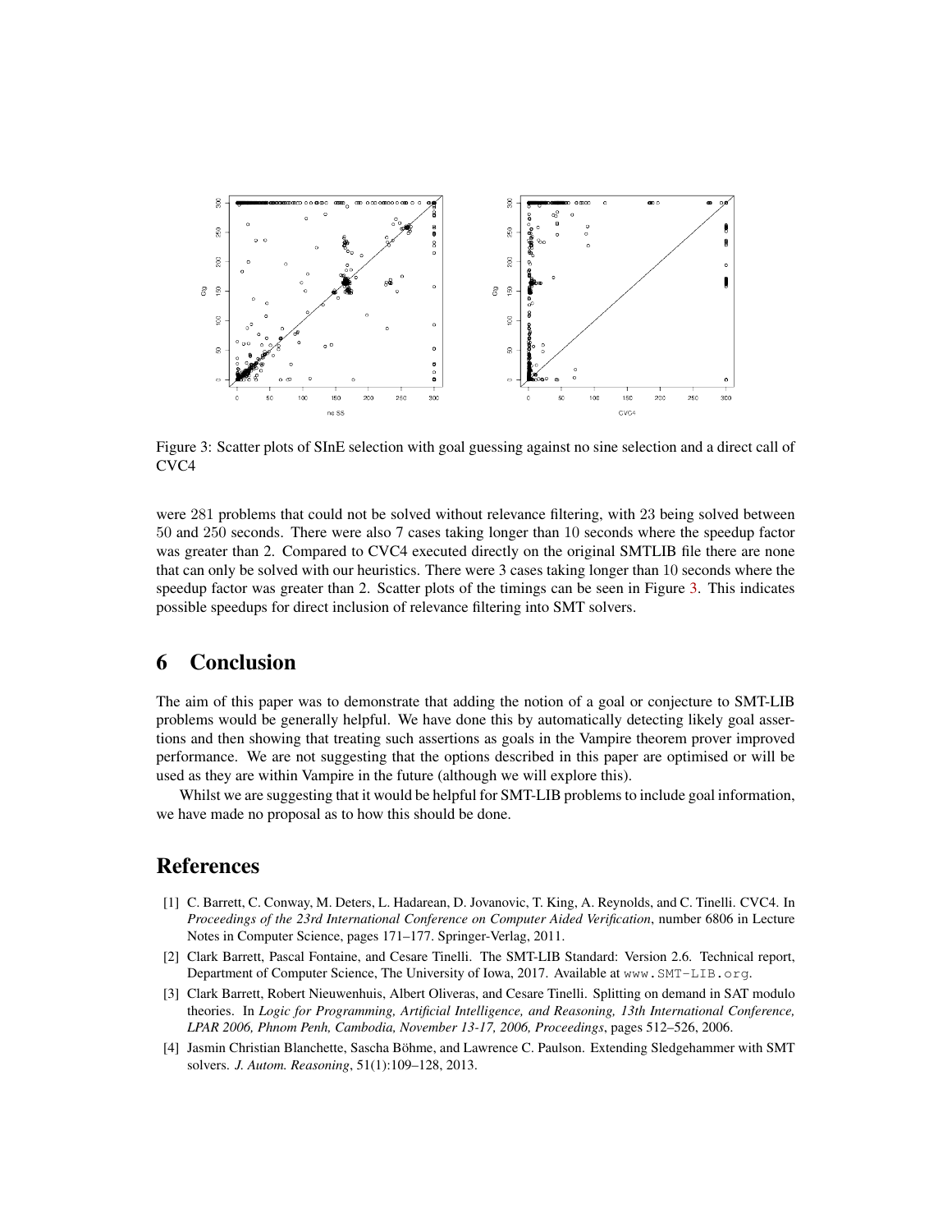Figure 3: Scatter plots of SInE selection with goal guessing against no sine selection and a direct call of CVC4

were 281 problems that could not be solved without relevance filtering, with 23 being solved between 50 and 250 seconds. There were also 7 cases taking longer than 10 seconds where the speedup factor was greater than 2. Compared to CVC4 executed directly on the original SMTLIB file there are none that can only be solved with our heuristics. There were 3 cases taking longer than 10 seconds where the speedup factor was greater than 2. Scatter plots of the timings can be seen in Figure 3. This indicates possible speedups for direct inclusion of relevance filtering into SMT solvers.

# 6 Conclusion

The aim of this paper was to demonstrate that adding the notion of a goal or conjecture to SMT-LIB problems would be generally helpful. We have done this by automatically detecting likely goal assertions and then showing that treating such assertions as goals in the Vampire theorem prover improved performance. We are not suggesting that the options described in this paper are optimised or will be used as they are within Vampire in the future (although we will explore this).

Whilst we are suggesting that it would be helpful for SMT-LIB problems to include goal information, we have made no proposal as to how this should be done.

# References

[1] C. Barrett, C. Conway, M. Deters, L. Hadarean, D. Jovanovic, T. King, A. Reynolds, and C. Tinelli. CVC4. In *Proceedings of the 23rd International Conference on Computer Aided Verification*, number 6806 in Lecture Notes in Computer Science, pages 171–177. Springer-Verlag, 2011.

[2] Clark Barrett, Pascal Fontaine, and Cesare Tinelli. The SMT-LIB Standard: Version 2.6. Technical report, Department of Computer Science, The University of Iowa, 2017. Available at www.SMT-LIB.org.

[3] Clark Barrett, Robert Nieuwenhuis, Albert Oliveras, and Cesare Tinelli. Splitting on demand in SAT modulo theories. In *Logic for Programming, Artificial Intelligence, and Reasoning, 13th International Conference, LPAR 2006, Phnom Penh, Cambodia, November 13-17, 2006, Proceedings*, pages 512–526, 2006.

[4] Jasmin Christian Blanchette, Sascha Böhme, and Lawrence C. Paulson. Extending Sledgehammer with SMT solvers. *J. Autom. Reasoning*, 51(1):109–128, 2013.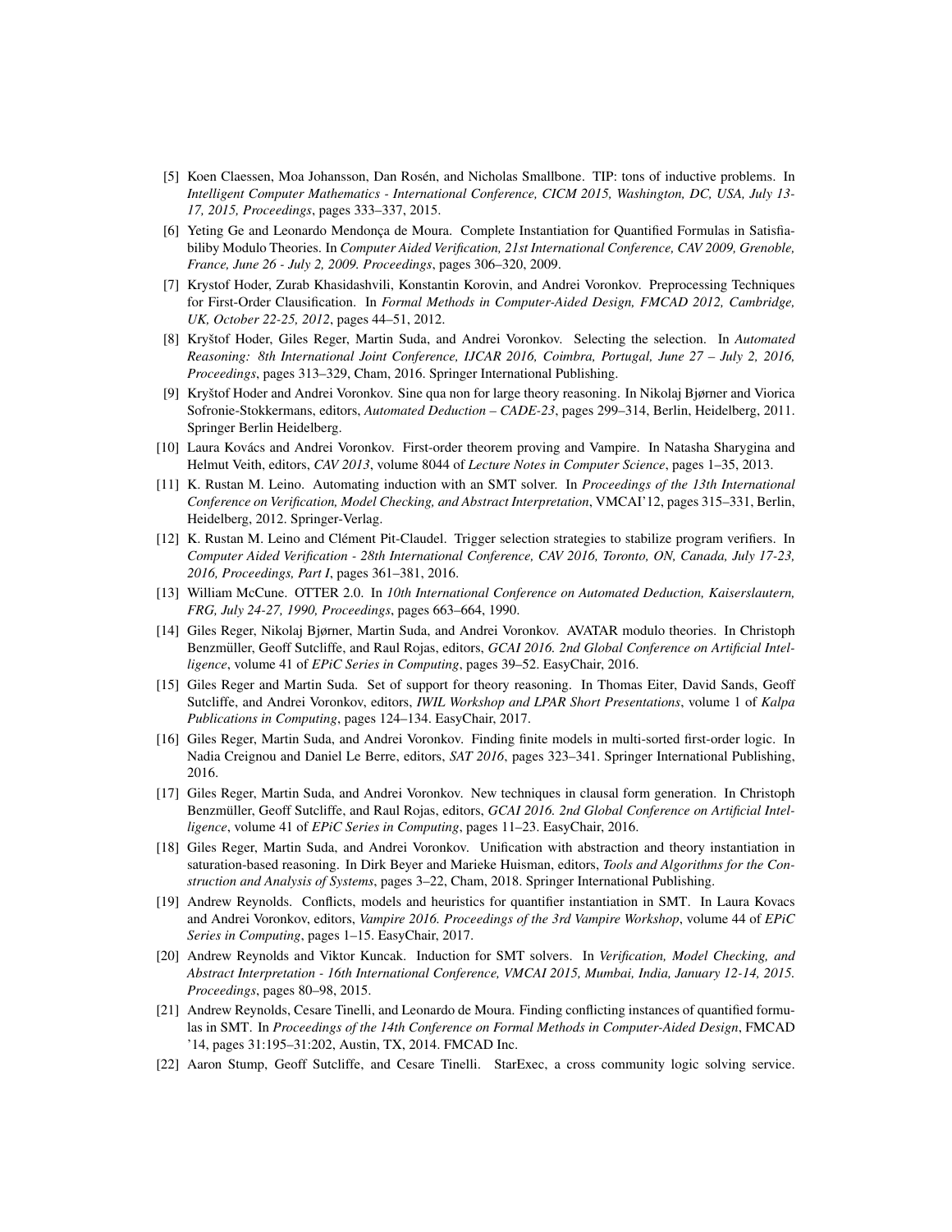[5] Koen Claessen, Moa Johansson, Dan Rosén, and Nicholas Smallbone. TIP: tons of inductive problems. In *Intelligent Computer Mathematics - International Conference, CICM 2015, Washington, DC, USA, July 13-17, 2015, Proceedings*, pages 333–337, 2015.

[6] Yeting Ge and Leonardo Mendonça de Moura. Complete Instantiation for Quantified Formulas in Satisfiabiliby Modulo Theories. In *Computer Aided Verification, 21st International Conference, CAV 2009, Grenoble, France, June 26 - July 2, 2009. Proceedings*, pages 306–320, 2009.

[7] Krystof Hoder, Zurab Khasidashvili, Konstantin Korovin, and Andrei Voronkov. Preprocessing Techniques for First-Order Clausification. In *Formal Methods in Computer-Aided Design, FMCAD 2012, Cambridge, UK, October 22-25, 2012*, pages 44–51, 2012.

[8] Kryštof Hoder, Giles Reger, Martin Suda, and Andrei Voronkov. Selecting the selection. In *Automated Reasoning: 8th International Joint Conference, IJCAR 2016, Coimbra, Portugal, June 27 – July 2, 2016, Proceedings*, pages 313–329, Cham, 2016. Springer International Publishing.

[9] Kryštof Hoder and Andrei Voronkov. Sine qua non for large theory reasoning. In Nikolaj Bjørner and Viorica Sofronie-Stokkermans, editors, *Automated Deduction – CADE-23*, pages 299–314, Berlin, Heidelberg, 2011. Springer Berlin Heidelberg.

[10] Laura Kovács and Andrei Voronkov. First-order theorem proving and Vampire. In Natasha Sharygina and Helmut Veith, editors, *CAV 2013*, volume 8044 of *Lecture Notes in Computer Science*, pages 1–35, 2013.

[11] K. Rustan M. Leino. Automating induction with an SMT solver. In *Proceedings of the 13th International Conference on Verification, Model Checking, and Abstract Interpretation*, VMCAI'12, pages 315–331, Berlin, Heidelberg, 2012. Springer-Verlag.

[12] K. Rustan M. Leino and Clément Pit-Claudel. Trigger selection strategies to stabilize program verifiers. In *Computer Aided Verification - 28th International Conference, CAV 2016, Toronto, ON, Canada, July 17-23, 2016, Proceedings, Part I*, pages 361–381, 2016.

[13] William McCune. OTTER 2.0. In *10th International Conference on Automated Deduction, Kaiserslautern, FRG, July 24-27, 1990, Proceedings*, pages 663–664, 1990.

[14] Giles Reger, Nikolaj Bjørner, Martin Suda, and Andrei Voronkov. AVATAR modulo theories. In Christoph Benzmüller, Geoff Sutcliffe, and Raul Rojas, editors, *GCAI 2016. 2nd Global Conference on Artificial Intelligence*, volume 41 of *EPiC Series in Computing*, pages 39–52. EasyChair, 2016.

[15] Giles Reger and Martin Suda. Set of support for theory reasoning. In Thomas Eiter, David Sands, Geoff Sutcliffe, and Andrei Voronkov, editors, *IWIL Workshop and LPAR Short Presentations*, volume 1 of *Kalpa Publications in Computing*, pages 124–134. EasyChair, 2017.

[16] Giles Reger, Martin Suda, and Andrei Voronkov. Finding finite models in multi-sorted first-order logic. In Nadia Creignou and Daniel Le Berre, editors, *SAT 2016*, pages 323–341. Springer International Publishing, 2016.

[17] Giles Reger, Martin Suda, and Andrei Voronkov. New techniques in clausal form generation. In Christoph Benzmüller, Geoff Sutcliffe, and Raul Rojas, editors, *GCAI 2016. 2nd Global Conference on Artificial Intelligence*, volume 41 of *EPiC Series in Computing*, pages 11–23. EasyChair, 2016.

[18] Giles Reger, Martin Suda, and Andrei Voronkov. Unification with abstraction and theory instantiation in saturation-based reasoning. In Dirk Beyer and Marieke Huisman, editors, *Tools and Algorithms for the Construction and Analysis of Systems*, pages 3–22, Cham, 2018. Springer International Publishing.

[19] Andrew Reynolds. Conflicts, models and heuristics for quantifier instantiation in SMT. In Laura Kovacs and Andrei Voronkov, editors, *Vampire 2016. Proceedings of the 3rd Vampire Workshop*, volume 44 of *EPiC Series in Computing*, pages 1–15. EasyChair, 2017.

[20] Andrew Reynolds and Viktor Kuncak. Induction for SMT solvers. In *Verification, Model Checking, and Abstract Interpretation - 16th International Conference, VMCAI 2015, Mumbai, India, January 12-14, 2015. Proceedings*, pages 80–98, 2015.

[21] Andrew Reynolds, Cesare Tinelli, and Leonardo de Moura. Finding conflicting instances of quantified formulas in SMT. In *Proceedings of the 14th Conference on Formal Methods in Computer-Aided Design*, FMCAD '14, pages 31:195–31:202, Austin, TX, 2014. FMCAD Inc.

[22] Aaron Stump, Geoff Sutcliffe, and Cesare Tinelli. StarExec, a cross community logic solving service.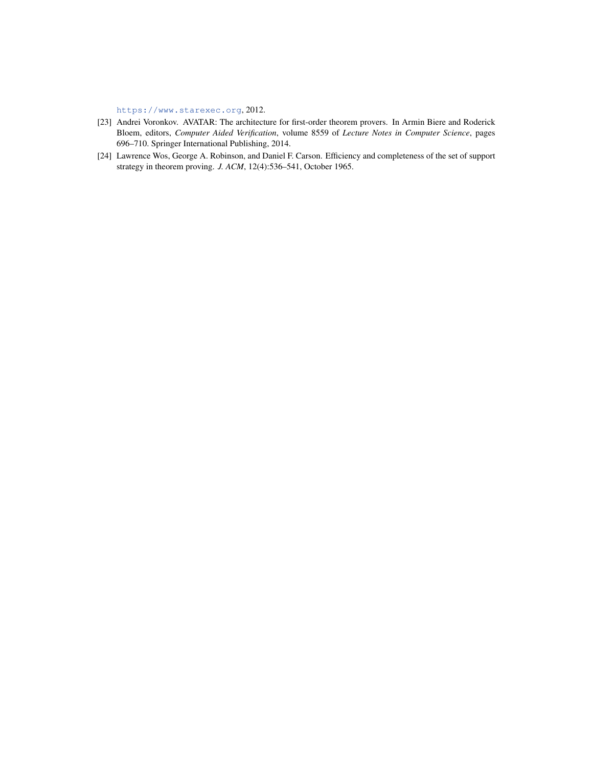https://www.starexec.org, 2012.

[23] Andrei Voronkov. AVATAR: The architecture for first-order theorem provers. In Armin Biere and Roderick Bloem, editors, *Computer Aided Verification*, volume 8559 of *Lecture Notes in Computer Science*, pages 696–710. Springer International Publishing, 2014.

[24] Lawrence Wos, George A. Robinson, and Daniel F. Carson. Efficiency and completeness of the set of support strategy in theorem proving. *J. ACM*, 12(4):536–541, October 1965.